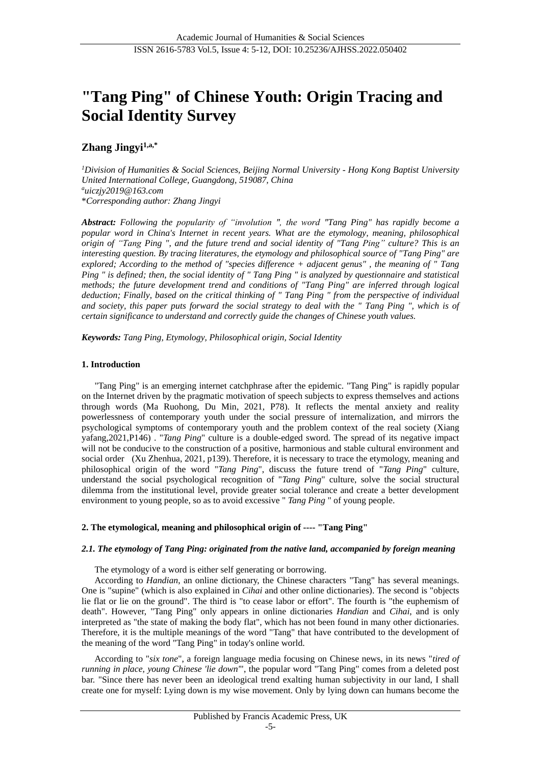# "Tang Ping" of Chinese Youth: Origin Tracing and Social Identity Survey

**Zhang Jingyi[1,a,*]**

*[1]Division of Humanities & Social Sciences, Beijing Normal University - Hong Kong Baptist University United International College, Guangdong, 519087, China*
*[a]uiczjy2019@163.com*
*\*Corresponding author: Zhang Jingyi*

***Abstract:*** *Following the popularity of "involution ", the word "Tang Ping" has rapidly become a popular word in China's Internet in recent years. What are the etymology, meaning, philosophical origin of "Tang Ping ", and the future trend and social identity of "Tang Ping" culture? This is an interesting question. By tracing literatures, the etymology and philosophical source of "Tang Ping" are explored; According to the method of "species difference + adjacent genus" , the meaning of " Tang Ping " is defined; then, the social identity of " Tang Ping " is analyzed by questionnaire and statistical methods; the future development trend and conditions of "Tang Ping" are inferred through logical deduction; Finally, based on the critical thinking of " Tang Ping " from the perspective of individual and society, this paper puts forward the social strategy to deal with the " Tang Ping ", which is of certain significance to understand and correctly guide the changes of Chinese youth values.*

***Keywords:*** *Tang Ping, Etymology, Philosophical origin, Social Identity*

## 1. Introduction

"Tang Ping" is an emerging internet catchphrase after the epidemic. "Tang Ping" is rapidly popular on the Internet driven by the pragmatic motivation of speech subjects to express themselves and actions through words (Ma Ruohong, Du Min, 2021, P78). It reflects the mental anxiety and reality powerlessness of contemporary youth under the social pressure of internalization, and mirrors the psychological symptoms of contemporary youth and the problem context of the real society (Xiang yafang,2021,P146) . "*Tang Ping*" culture is a double-edged sword. The spread of its negative impact will not be conducive to the construction of a positive, harmonious and stable cultural environment and social order (Xu Zhenhua, 2021, p139). Therefore, it is necessary to trace the etymology, meaning and philosophical origin of the word "*Tang Ping*", discuss the future trend of "*Tang Ping*" culture, understand the social psychological recognition of "*Tang Ping*" culture, solve the social structural dilemma from the institutional level, provide greater social tolerance and create a better development environment to young people, so as to avoid excessive " *Tang Ping* " of young people.

## 2. The etymological, meaning and philosophical origin of ---- "Tang Ping"

### *2.1. The etymology of Tang Ping: originated from the native land, accompanied by foreign meaning*

The etymology of a word is either self generating or borrowing.

According to *Handian*, an online dictionary, the Chinese characters "Tang" has several meanings. One is "supine" (which is also explained in *Cihai* and other online dictionaries). The second is "objects lie flat or lie on the ground". The third is "to cease labor or effort". The fourth is "the euphemism of death". However, "Tang Ping" only appears in online dictionaries *Handian* and *Cihai*, and is only interpreted as "the state of making the body flat", which has not been found in many other dictionaries. Therefore, it is the multiple meanings of the word "Tang" that have contributed to the development of the meaning of the word "Tang Ping" in today's online world.

According to "*six tone*", a foreign language media focusing on Chinese news, in its news "*tired of running in place, young Chinese 'lie down*'", the popular word "Tang Ping" comes from a deleted post bar. "Since there has never been an ideological trend exalting human subjectivity in our land, I shall create one for myself: Lying down is my wise movement. Only by lying down can humans become the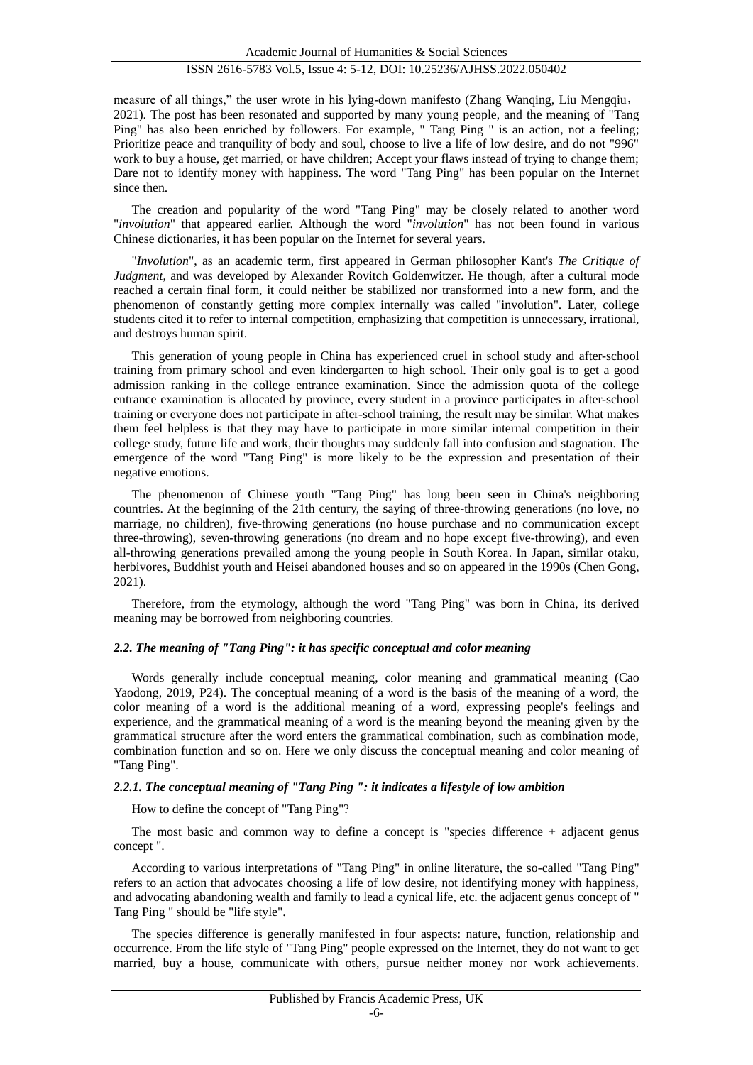measure of all things," the user wrote in his lying-down manifesto (Zhang Wanqing, Liu Mengqiu， 2021). The post has been resonated and supported by many young people, and the meaning of "Tang Ping" has also been enriched by followers. For example, " Tang Ping " is an action, not a feeling; Prioritize peace and tranquility of body and soul, choose to live a life of low desire, and do not "996" work to buy a house, get married, or have children; Accept your flaws instead of trying to change them; Dare not to identify money with happiness. The word "Tang Ping" has been popular on the Internet since then.

The creation and popularity of the word "Tang Ping" may be closely related to another word "*involution*" that appeared earlier. Although the word "*involution*" has not been found in various Chinese dictionaries, it has been popular on the Internet for several years.

"*Involution*", as an academic term, first appeared in German philosopher Kant's *The Critique of Judgment*, and was developed by Alexander Rovitch Goldenwitzer. He though, after a cultural mode reached a certain final form, it could neither be stabilized nor transformed into a new form, and the phenomenon of constantly getting more complex internally was called "involution". Later, college students cited it to refer to internal competition, emphasizing that competition is unnecessary, irrational, and destroys human spirit.

This generation of young people in China has experienced cruel in school study and after-school training from primary school and even kindergarten to high school. Their only goal is to get a good admission ranking in the college entrance examination. Since the admission quota of the college entrance examination is allocated by province, every student in a province participates in after-school training or everyone does not participate in after-school training, the result may be similar. What makes them feel helpless is that they may have to participate in more similar internal competition in their college study, future life and work, their thoughts may suddenly fall into confusion and stagnation. The emergence of the word "Tang Ping" is more likely to be the expression and presentation of their negative emotions.

The phenomenon of Chinese youth "Tang Ping" has long been seen in China's neighboring countries. At the beginning of the 21th century, the saying of three-throwing generations (no love, no marriage, no children), five-throwing generations (no house purchase and no communication except three-throwing), seven-throwing generations (no dream and no hope except five-throwing), and even all-throwing generations prevailed among the young people in South Korea. In Japan, similar otaku, herbivores, Buddhist youth and Heisei abandoned houses and so on appeared in the 1990s (Chen Gong, 2021).

Therefore, from the etymology, although the word "Tang Ping" was born in China, its derived meaning may be borrowed from neighboring countries.

### *2.2. The meaning of "Tang Ping": it has specific conceptual and color meaning*

Words generally include conceptual meaning, color meaning and grammatical meaning (Cao Yaodong, 2019, P24). The conceptual meaning of a word is the basis of the meaning of a word, the color meaning of a word is the additional meaning of a word, expressing people's feelings and experience, and the grammatical meaning of a word is the meaning beyond the meaning given by the grammatical structure after the word enters the grammatical combination, such as combination mode, combination function and so on. Here we only discuss the conceptual meaning and color meaning of "Tang Ping".

#### *2.2.1. The conceptual meaning of "Tang Ping ": it indicates a lifestyle of low ambition*

How to define the concept of "Tang Ping"?

The most basic and common way to define a concept is "species difference + adjacent genus concept ".

According to various interpretations of "Tang Ping" in online literature, the so-called "Tang Ping" refers to an action that advocates choosing a life of low desire, not identifying money with happiness, and advocating abandoning wealth and family to lead a cynical life, etc. the adjacent genus concept of " Tang Ping " should be "life style".

The species difference is generally manifested in four aspects: nature, function, relationship and occurrence. From the life style of "Tang Ping" people expressed on the Internet, they do not want to get married, buy a house, communicate with others, pursue neither money nor work achievements.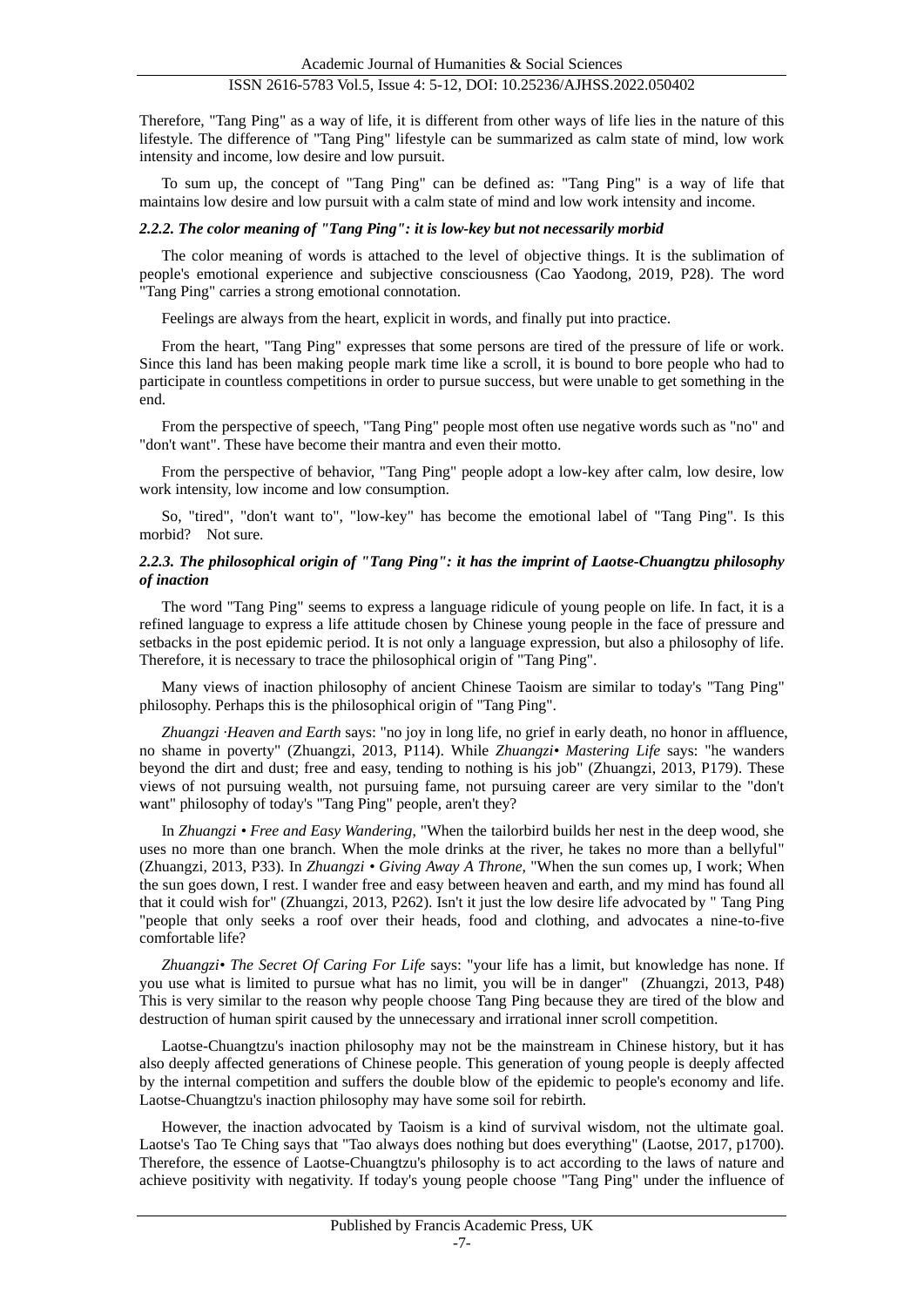Therefore, "Tang Ping" as a way of life, it is different from other ways of life lies in the nature of this lifestyle. The difference of "Tang Ping" lifestyle can be summarized as calm state of mind, low work intensity and income, low desire and low pursuit.

To sum up, the concept of "Tang Ping" can be defined as: "Tang Ping" is a way of life that maintains low desire and low pursuit with a calm state of mind and low work intensity and income.

#### *2.2.2. The color meaning of "Tang Ping": it is low-key but not necessarily morbid*

The color meaning of words is attached to the level of objective things. It is the sublimation of people's emotional experience and subjective consciousness (Cao Yaodong, 2019, P28). The word "Tang Ping" carries a strong emotional connotation.

Feelings are always from the heart, explicit in words, and finally put into practice.

From the heart, "Tang Ping" expresses that some persons are tired of the pressure of life or work. Since this land has been making people mark time like a scroll, it is bound to bore people who had to participate in countless competitions in order to pursue success, but were unable to get something in the end.

From the perspective of speech, "Tang Ping" people most often use negative words such as "no" and "don't want". These have become their mantra and even their motto.

From the perspective of behavior, "Tang Ping" people adopt a low-key after calm, low desire, low work intensity, low income and low consumption.

So, "tired", "don't want to", "low-key" has become the emotional label of "Tang Ping". Is this morbid? Not sure.

#### *2.2.3. The philosophical origin of "Tang Ping": it has the imprint of Laotse-Chuangtzu philosophy of inaction*

The word "Tang Ping" seems to express a language ridicule of young people on life. In fact, it is a refined language to express a life attitude chosen by Chinese young people in the face of pressure and setbacks in the post epidemic period. It is not only a language expression, but also a philosophy of life. Therefore, it is necessary to trace the philosophical origin of "Tang Ping".

Many views of inaction philosophy of ancient Chinese Taoism are similar to today's "Tang Ping" philosophy. Perhaps this is the philosophical origin of "Tang Ping".

*Zhuangzi ·Heaven and Earth* says: "no joy in long life, no grief in early death, no honor in affluence, no shame in poverty" (Zhuangzi, 2013, P114). While *Zhuangzi• Mastering Life* says: "he wanders beyond the dirt and dust; free and easy, tending to nothing is his job" (Zhuangzi, 2013, P179). These views of not pursuing wealth, not pursuing fame, not pursuing career are very similar to the "don't want" philosophy of today's "Tang Ping" people, aren't they?

In *Zhuangzi • Free and Easy Wandering*, "When the tailorbird builds her nest in the deep wood, she uses no more than one branch. When the mole drinks at the river, he takes no more than a bellyful" (Zhuangzi, 2013, P33). In *Zhuangzi • Giving Away A Throne*, "When the sun comes up, I work; When the sun goes down, I rest. I wander free and easy between heaven and earth, and my mind has found all that it could wish for" (Zhuangzi, 2013, P262). Isn't it just the low desire life advocated by " Tang Ping "people that only seeks a roof over their heads, food and clothing, and advocates a nine-to-five comfortable life?

*Zhuangzi• The Secret Of Caring For Life* says: "your life has a limit, but knowledge has none. If you use what is limited to pursue what has no limit, you will be in danger" (Zhuangzi, 2013, P48) This is very similar to the reason why people choose Tang Ping because they are tired of the blow and destruction of human spirit caused by the unnecessary and irrational inner scroll competition.

Laotse-Chuangtzu's inaction philosophy may not be the mainstream in Chinese history, but it has also deeply affected generations of Chinese people. This generation of young people is deeply affected by the internal competition and suffers the double blow of the epidemic to people's economy and life. Laotse-Chuangtzu's inaction philosophy may have some soil for rebirth.

However, the inaction advocated by Taoism is a kind of survival wisdom, not the ultimate goal. Laotse's Tao Te Ching says that "Tao always does nothing but does everything" (Laotse, 2017, p1700). Therefore, the essence of Laotse-Chuangtzu's philosophy is to act according to the laws of nature and achieve positivity with negativity. If today's young people choose "Tang Ping" under the influence of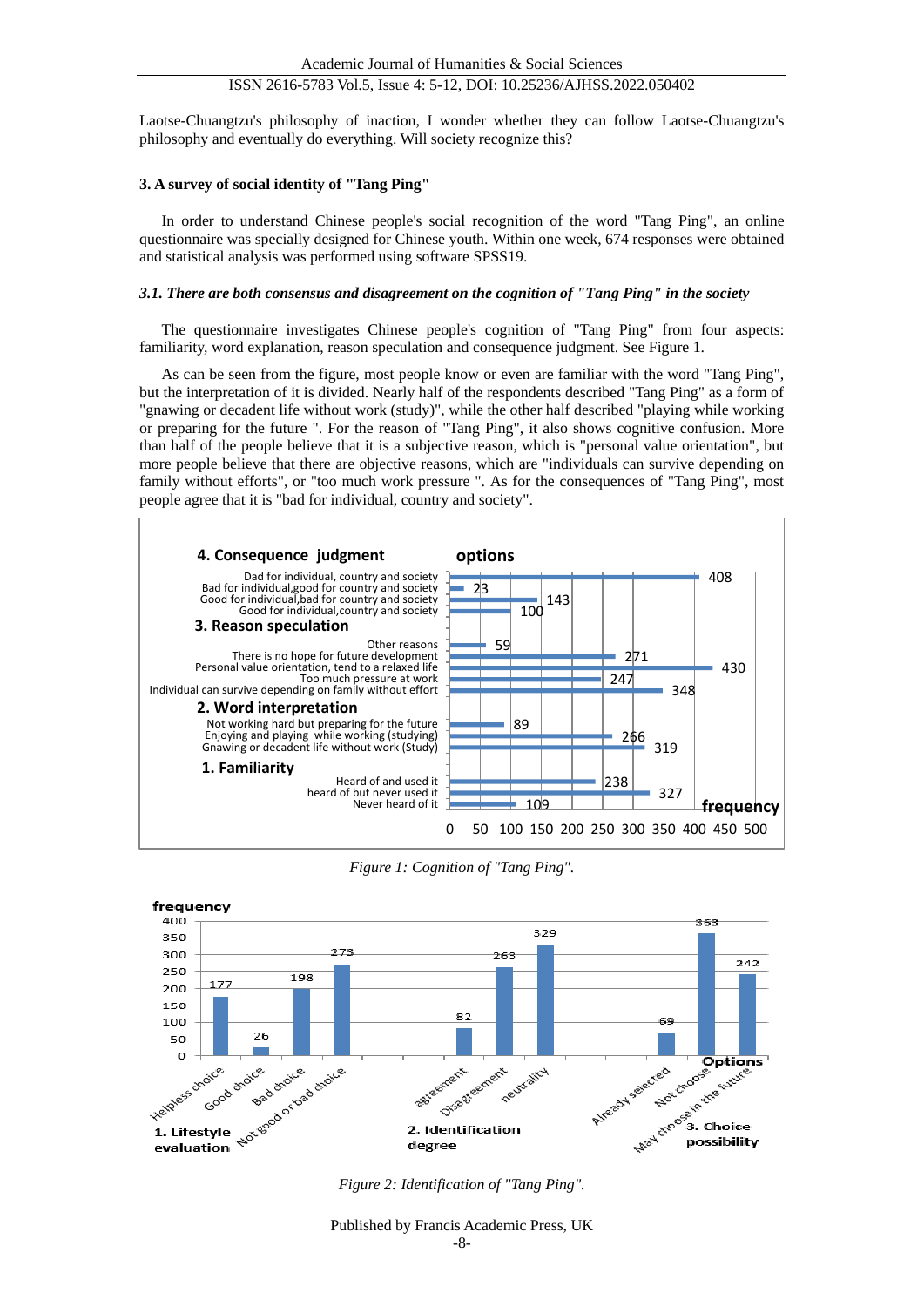Laotse-Chuangtzu's philosophy of inaction, I wonder whether they can follow Laotse-Chuangtzu's philosophy and eventually do everything. Will society recognize this?

## 3. A survey of social identity of "Tang Ping"

In order to understand Chinese people's social recognition of the word "Tang Ping", an online questionnaire was specially designed for Chinese youth. Within one week, 674 responses were obtained and statistical analysis was performed using software SPSS19.

### *3.1. There are both consensus and disagreement on the cognition of "Tang Ping" in the society*

The questionnaire investigates Chinese people's cognition of "Tang Ping" from four aspects: familiarity, word explanation, reason speculation and consequence judgment. See Figure 1.

As can be seen from the figure, most people know or even are familiar with the word "Tang Ping", but the interpretation of it is divided. Nearly half of the respondents described "Tang Ping" as a form of "gnawing or decadent life without work (study)", while the other half described "playing while working or preparing for the future ". For the reason of "Tang Ping", it also shows cognitive confusion. More than half of the people believe that it is a subjective reason, which is "personal value orientation", but more people believe that there are objective reasons, which are "individuals can survive depending on family without efforts", or "too much work pressure ". As for the consequences of "Tang Ping", most people agree that it is "bad for individual, country and society".

*Figure 1: Cognition of "Tang Ping".*

*Figure 2: Identification of "Tang Ping".*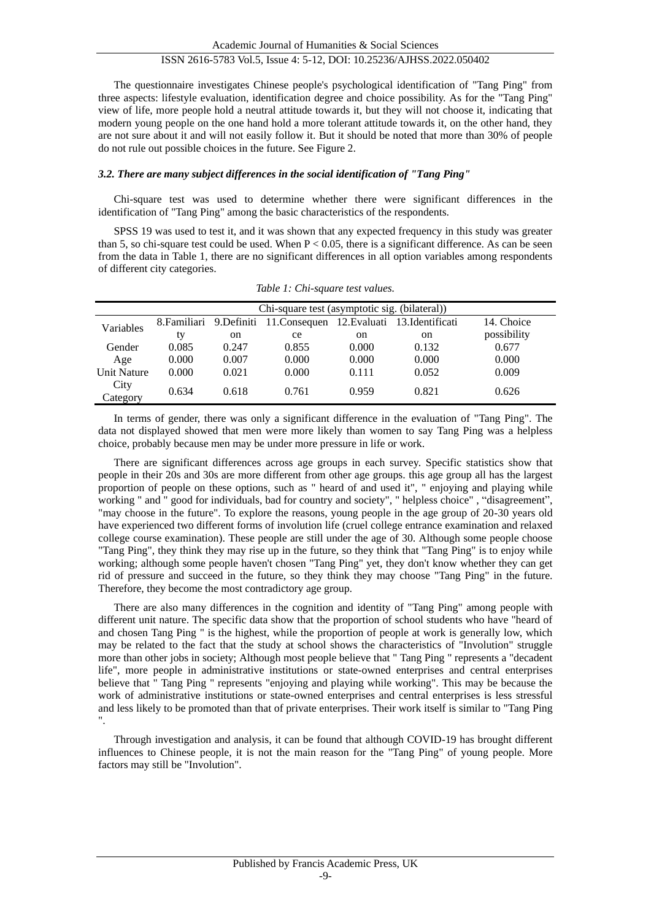The questionnaire investigates Chinese people's psychological identification of "Tang Ping" from three aspects: lifestyle evaluation, identification degree and choice possibility. As for the "Tang Ping" view of life, more people hold a neutral attitude towards it, but they will not choose it, indicating that modern young people on the one hand hold a more tolerant attitude towards it, on the other hand, they are not sure about it and will not easily follow it. But it should be noted that more than 30% of people do not rule out possible choices in the future. See Figure 2.

### *3.2. There are many subject differences in the social identification of "Tang Ping"*

Chi-square test was used to determine whether there were significant differences in the identification of "Tang Ping" among the basic characteristics of the respondents.

SPSS 19 was used to test it, and it was shown that any expected frequency in this study was greater than 5, so chi-square test could be used. When $P < 0.05$, there is a significant difference. As can be seen from the data in Table 1, there are no significant differences in all option variables among respondents of different city categories.

*Table 1: Chi-square test values.*

| Variables | Chi-square test (asymptotic sig. (bilateral)) | | | | | |
|---|---|---|---|---|---|---|
| | 8.Familiarity | 9.Definition | 11.Consequence | 12.Evaluation | 13.Identification | 14. Choice possibility |
| Gender | 0.085 | 0.247 | 0.855 | 0.000 | 0.132 | 0.677 |
| Age | 0.000 | 0.007 | 0.000 | 0.000 | 0.000 | 0.000 |
| Unit Nature | 0.000 | 0.021 | 0.000 | 0.111 | 0.052 | 0.009 |
| City Category | 0.634 | 0.618 | 0.761 | 0.959 | 0.821 | 0.626 |

In terms of gender, there was only a significant difference in the evaluation of "Tang Ping". The data not displayed showed that men were more likely than women to say Tang Ping was a helpless choice, probably because men may be under more pressure in life or work.

There are significant differences across age groups in each survey. Specific statistics show that people in their 20s and 30s are more different from other age groups. this age group all has the largest proportion of people on these options, such as " heard of and used it", " enjoying and playing while working " and " good for individuals, bad for country and society", " helpless choice" , "disagreement", "may choose in the future". To explore the reasons, young people in the age group of 20-30 years old have experienced two different forms of involution life (cruel college entrance examination and relaxed college course examination). These people are still under the age of 30. Although some people choose "Tang Ping", they think they may rise up in the future, so they think that "Tang Ping" is to enjoy while working; although some people haven't chosen "Tang Ping" yet, they don't know whether they can get rid of pressure and succeed in the future, so they think they may choose "Tang Ping" in the future. Therefore, they become the most contradictory age group.

There are also many differences in the cognition and identity of "Tang Ping" among people with different unit nature. The specific data show that the proportion of school students who have "heard of and chosen Tang Ping " is the highest, while the proportion of people at work is generally low, which may be related to the fact that the study at school shows the characteristics of "Involution" struggle more than other jobs in society; Although most people believe that " Tang Ping " represents a "decadent life", more people in administrative institutions or state-owned enterprises and central enterprises believe that " Tang Ping " represents "enjoying and playing while working". This may be because the work of administrative institutions or state-owned enterprises and central enterprises is less stressful and less likely to be promoted than that of private enterprises. Their work itself is similar to "Tang Ping ".

Through investigation and analysis, it can be found that although COVID-19 has brought different influences to Chinese people, it is not the main reason for the "Tang Ping" of young people. More factors may still be "Involution".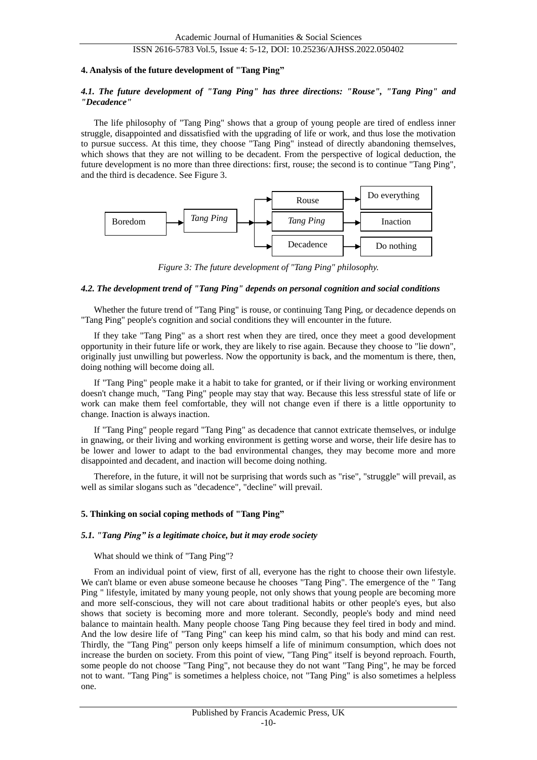## 4. Analysis of the future development of "Tang Ping”

### *4.1. The future development of "Tang Ping" has three directions: "Rouse", "Tang Ping" and "Decadence"*

The life philosophy of "Tang Ping" shows that a group of young people are tired of endless inner struggle, disappointed and dissatisfied with the upgrading of life or work, and thus lose the motivation to pursue success. At this time, they choose "Tang Ping" instead of directly abandoning themselves, which shows that they are not willing to be decadent. From the perspective of logical deduction, the future development is no more than three directions: first, rouse; the second is to continue "Tang Ping", and the third is decadence. See Figure 3.

| | | | | |
|---|---|---|---|---|
| | | → Rouse | → | Do everything |
| Boredom → | *Tang Ping* → | → *Tang Ping* | → | Inaction |
| | | → Decadence | → | Do nothing |

*Figure 3: The future development of "Tang Ping" philosophy.*

### *4.2. The development trend of "Tang Ping" depends on personal cognition and social conditions*

Whether the future trend of "Tang Ping" is rouse, or continuing Tang Ping, or decadence depends on "Tang Ping" people's cognition and social conditions they will encounter in the future.

If they take "Tang Ping" as a short rest when they are tired, once they meet a good development opportunity in their future life or work, they are likely to rise again. Because they choose to "lie down", originally just unwilling but powerless. Now the opportunity is back, and the momentum is there, then, doing nothing will become doing all.

If "Tang Ping" people make it a habit to take for granted, or if their living or working environment doesn't change much, "Tang Ping" people may stay that way. Because this less stressful state of life or work can make them feel comfortable, they will not change even if there is a little opportunity to change. Inaction is always inaction.

If "Tang Ping" people regard "Tang Ping" as decadence that cannot extricate themselves, or indulge in gnawing, or their living and working environment is getting worse and worse, their life desire has to be lower and lower to adapt to the bad environmental changes, they may become more and more disappointed and decadent, and inaction will become doing nothing.

Therefore, in the future, it will not be surprising that words such as "rise", "struggle" will prevail, as well as similar slogans such as "decadence", "decline" will prevail.

## 5. Thinking on social coping methods of "Tang Ping”

### *5.1. "Tang Ping” is a legitimate choice, but it may erode society*

What should we think of "Tang Ping"?

From an individual point of view, first of all, everyone has the right to choose their own lifestyle. We can't blame or even abuse someone because he chooses "Tang Ping". The emergence of the " Tang Ping " lifestyle, imitated by many young people, not only shows that young people are becoming more and more self-conscious, they will not care about traditional habits or other people's eyes, but also shows that society is becoming more and more tolerant. Secondly, people's body and mind need balance to maintain health. Many people choose Tang Ping because they feel tired in body and mind. And the low desire life of "Tang Ping" can keep his mind calm, so that his body and mind can rest. Thirdly, the "Tang Ping" person only keeps himself a life of minimum consumption, which does not increase the burden on society. From this point of view, "Tang Ping" itself is beyond reproach. Fourth, some people do not choose "Tang Ping", not because they do not want "Tang Ping", he may be forced not to want. "Tang Ping" is sometimes a helpless choice, not "Tang Ping" is also sometimes a helpless one.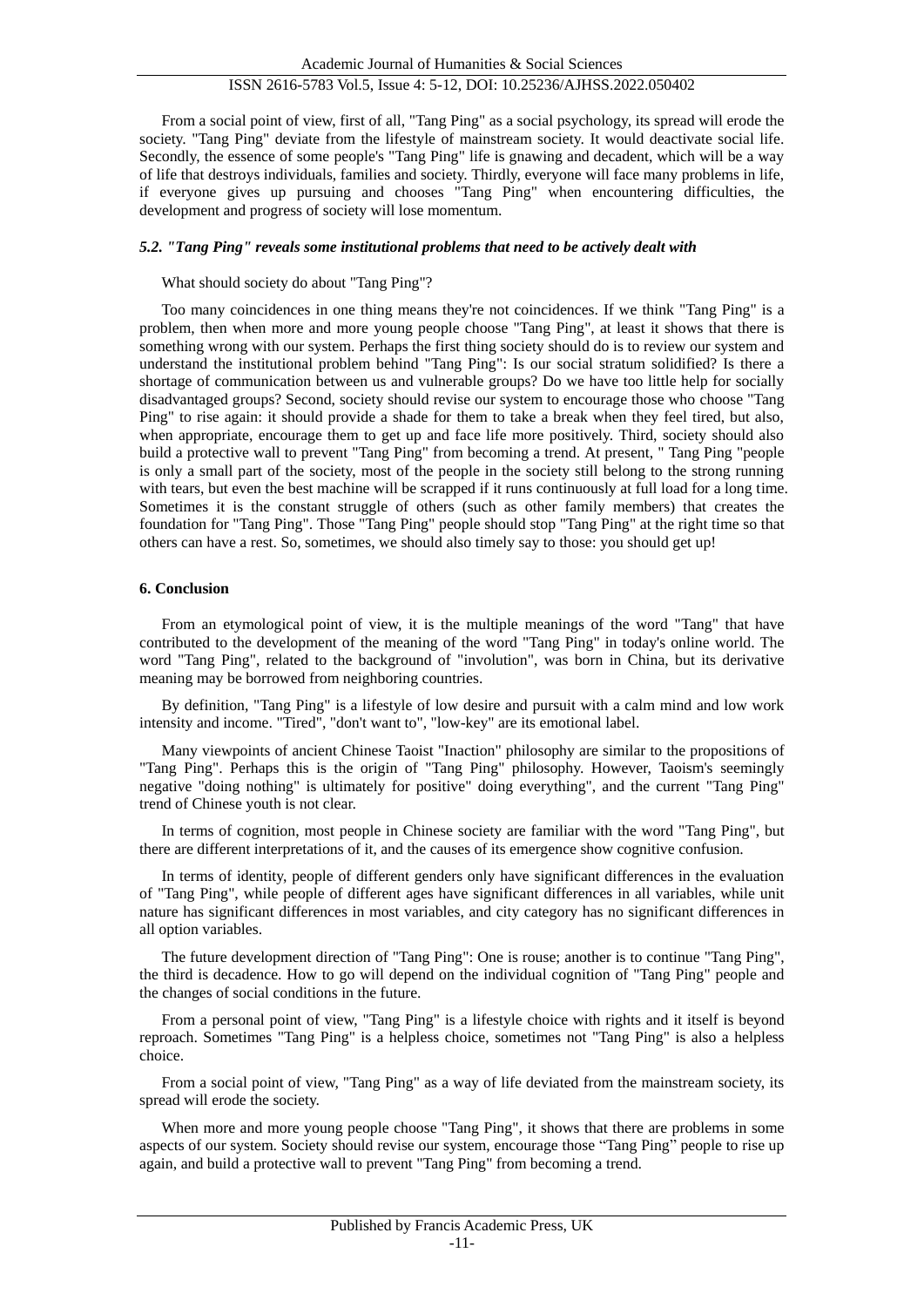From a social point of view, first of all, "Tang Ping" as a social psychology, its spread will erode the society. "Tang Ping" deviate from the lifestyle of mainstream society. It would deactivate social life. Secondly, the essence of some people's "Tang Ping" life is gnawing and decadent, which will be a way of life that destroys individuals, families and society. Thirdly, everyone will face many problems in life, if everyone gives up pursuing and chooses "Tang Ping" when encountering difficulties, the development and progress of society will lose momentum.

### *5.2. "Tang Ping" reveals some institutional problems that need to be actively dealt with*

What should society do about "Tang Ping"?

Too many coincidences in one thing means they're not coincidences. If we think "Tang Ping" is a problem, then when more and more young people choose "Tang Ping", at least it shows that there is something wrong with our system. Perhaps the first thing society should do is to review our system and understand the institutional problem behind "Tang Ping": Is our social stratum solidified? Is there a shortage of communication between us and vulnerable groups? Do we have too little help for socially disadvantaged groups? Second, society should revise our system to encourage those who choose "Tang Ping" to rise again: it should provide a shade for them to take a break when they feel tired, but also, when appropriate, encourage them to get up and face life more positively. Third, society should also build a protective wall to prevent "Tang Ping" from becoming a trend. At present, " Tang Ping "people is only a small part of the society, most of the people in the society still belong to the strong running with tears, but even the best machine will be scrapped if it runs continuously at full load for a long time. Sometimes it is the constant struggle of others (such as other family members) that creates the foundation for "Tang Ping". Those "Tang Ping" people should stop "Tang Ping" at the right time so that others can have a rest. So, sometimes, we should also timely say to those: you should get up!

## 6. Conclusion

From an etymological point of view, it is the multiple meanings of the word "Tang" that have contributed to the development of the meaning of the word "Tang Ping" in today's online world. The word "Tang Ping", related to the background of "involution", was born in China, but its derivative meaning may be borrowed from neighboring countries.

By definition, "Tang Ping" is a lifestyle of low desire and pursuit with a calm mind and low work intensity and income. "Tired", "don't want to", "low-key" are its emotional label.

Many viewpoints of ancient Chinese Taoist "Inaction" philosophy are similar to the propositions of "Tang Ping". Perhaps this is the origin of "Tang Ping" philosophy. However, Taoism's seemingly negative "doing nothing" is ultimately for positive" doing everything", and the current "Tang Ping" trend of Chinese youth is not clear.

In terms of cognition, most people in Chinese society are familiar with the word "Tang Ping", but there are different interpretations of it, and the causes of its emergence show cognitive confusion.

In terms of identity, people of different genders only have significant differences in the evaluation of "Tang Ping", while people of different ages have significant differences in all variables, while unit nature has significant differences in most variables, and city category has no significant differences in all option variables.

The future development direction of "Tang Ping": One is rouse; another is to continue "Tang Ping", the third is decadence. How to go will depend on the individual cognition of "Tang Ping" people and the changes of social conditions in the future.

From a personal point of view, "Tang Ping" is a lifestyle choice with rights and it itself is beyond reproach. Sometimes "Tang Ping" is a helpless choice, sometimes not "Tang Ping" is also a helpless choice.

From a social point of view, "Tang Ping" as a way of life deviated from the mainstream society, its spread will erode the society.

When more and more young people choose "Tang Ping", it shows that there are problems in some aspects of our system. Society should revise our system, encourage those “Tang Ping” people to rise up again, and build a protective wall to prevent "Tang Ping" from becoming a trend.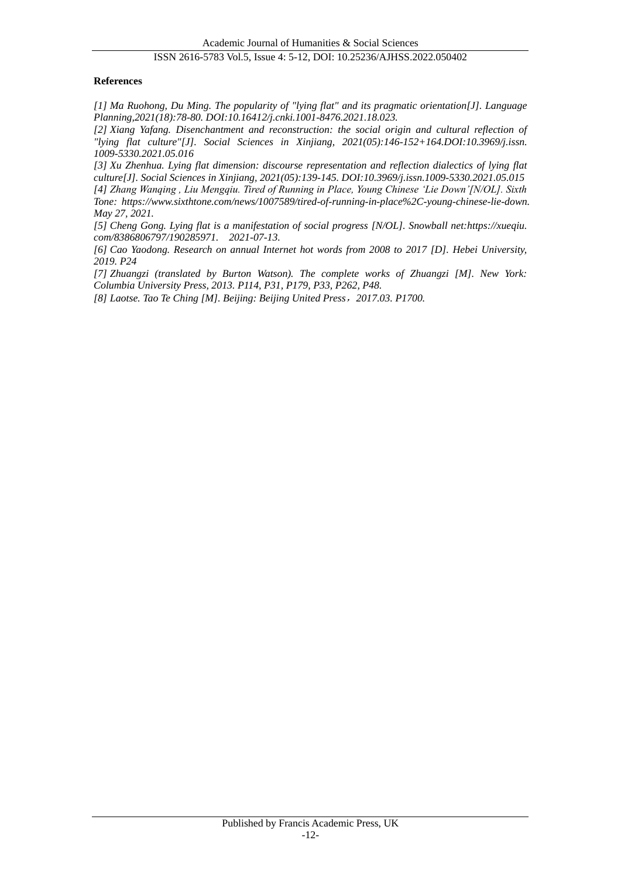**References**

*[1] Ma Ruohong, Du Ming. The popularity of "lying flat" and its pragmatic orientation[J]. Language Planning,2021(18):78-80. DOI:10.16412/j.cnki.1001-8476.2021.18.023.*

*[2] Xiang Yafang. Disenchantment and reconstruction: the social origin and cultural reflection of "lying flat culture"[J]. Social Sciences in Xinjiang, 2021(05):146-152+164.DOI:10.3969/j.issn. 1009-5330.2021.05.016*

*[3] Xu Zhenhua. Lying flat dimension: discourse representation and reflection dialectics of lying flat culture[J]. Social Sciences in Xinjiang, 2021(05):139-145. DOI:10.3969/j.issn.1009-5330.2021.05.015*

*[4] Zhang Wanqing , Liu Mengqiu. Tired of Running in Place, Young Chinese 'Lie Down'[N/OL]. Sixth Tone: https://www.sixthtone.com/news/1007589/tired-of-running-in-place%2C-young-chinese-lie-down. May 27, 2021.*

*[5] Cheng Gong. Lying flat is a manifestation of social progress [N/OL]. Snowball net:https://xueqiu. com/8386806797/190285971. 2021-07-13.*

*[6] Cao Yaodong. Research on annual Internet hot words from 2008 to 2017 [D]. Hebei University, 2019. P24*

*[7] Zhuangzi (translated by Burton Watson). The complete works of Zhuangzi [M]. New York: Columbia University Press, 2013. P114, P31, P179, P33, P262, P48.*

*[8] Laotse. Tao Te Ching [M]. Beijing: Beijing United Press，2017.03. P1700.*